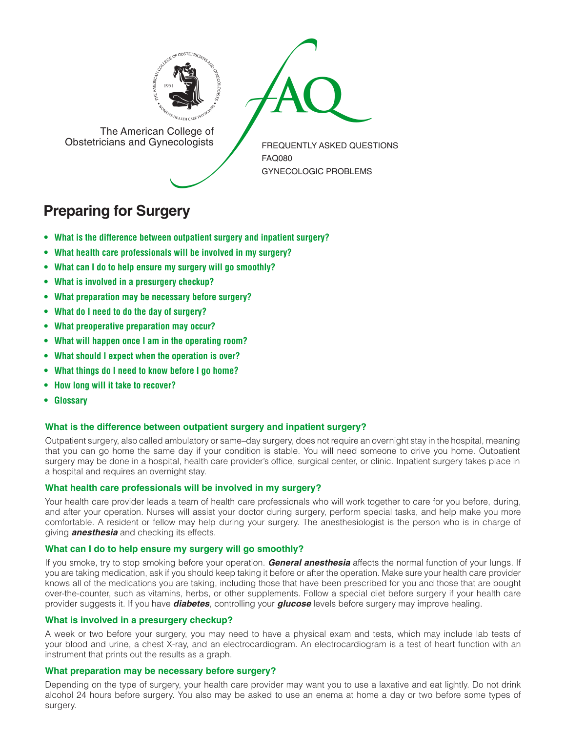The American College of Obstetricians and Gynecologists

FAQ

FREQUENTLY ASKED QUESTIONS
FAQ080
GYNECOLOGIC PROBLEMS

# Preparing for Surgery

- **What is the difference between outpatient surgery and inpatient surgery?**
- **What health care professionals will be involved in my surgery?**
- **What can I do to help ensure my surgery will go smoothly?**
- **What is involved in a presurgery checkup?**
- **What preparation may be necessary before surgery?**
- **What do I need to do the day of surgery?**
- **What preoperative preparation may occur?**
- **What will happen once I am in the operating room?**
- **What should I expect when the operation is over?**
- **What things do I need to know before I go home?**
- **How long will it take to recover?**
- **Glossary**

### What is the difference between outpatient surgery and inpatient surgery?

Outpatient surgery, also called ambulatory or same–day surgery, does not require an overnight stay in the hospital, meaning that you can go home the same day if your condition is stable. You will need someone to drive you home. Outpatient surgery may be done in a hospital, health care provider's office, surgical center, or clinic. Inpatient surgery takes place in a hospital and requires an overnight stay.

### What health care professionals will be involved in my surgery?

Your health care provider leads a team of health care professionals who will work together to care for you before, during, and after your operation. Nurses will assist your doctor during surgery, perform special tasks, and help make you more comfortable. A resident or fellow may help during your surgery. The anesthesiologist is the person who is in charge of giving ***anesthesia*** and checking its effects.

### What can I do to help ensure my surgery will go smoothly?

If you smoke, try to stop smoking before your operation. ***General anesthesia*** affects the normal function of your lungs. If you are taking medication, ask if you should keep taking it before or after the operation. Make sure your health care provider knows all of the medications you are taking, including those that have been prescribed for you and those that are bought over-the-counter, such as vitamins, herbs, or other supplements. Follow a special diet before surgery if your health care provider suggests it. If you have ***diabetes***, controlling your ***glucose*** levels before surgery may improve healing.

### What is involved in a presurgery checkup?

A week or two before your surgery, you may need to have a physical exam and tests, which may include lab tests of your blood and urine, a chest X-ray, and an electrocardiogram. An electrocardiogram is a test of heart function with an instrument that prints out the results as a graph.

### What preparation may be necessary before surgery?

Depending on the type of surgery, your health care provider may want you to use a laxative and eat lightly. Do not drink alcohol 24 hours before surgery. You also may be asked to use an enema at home a day or two before some types of surgery.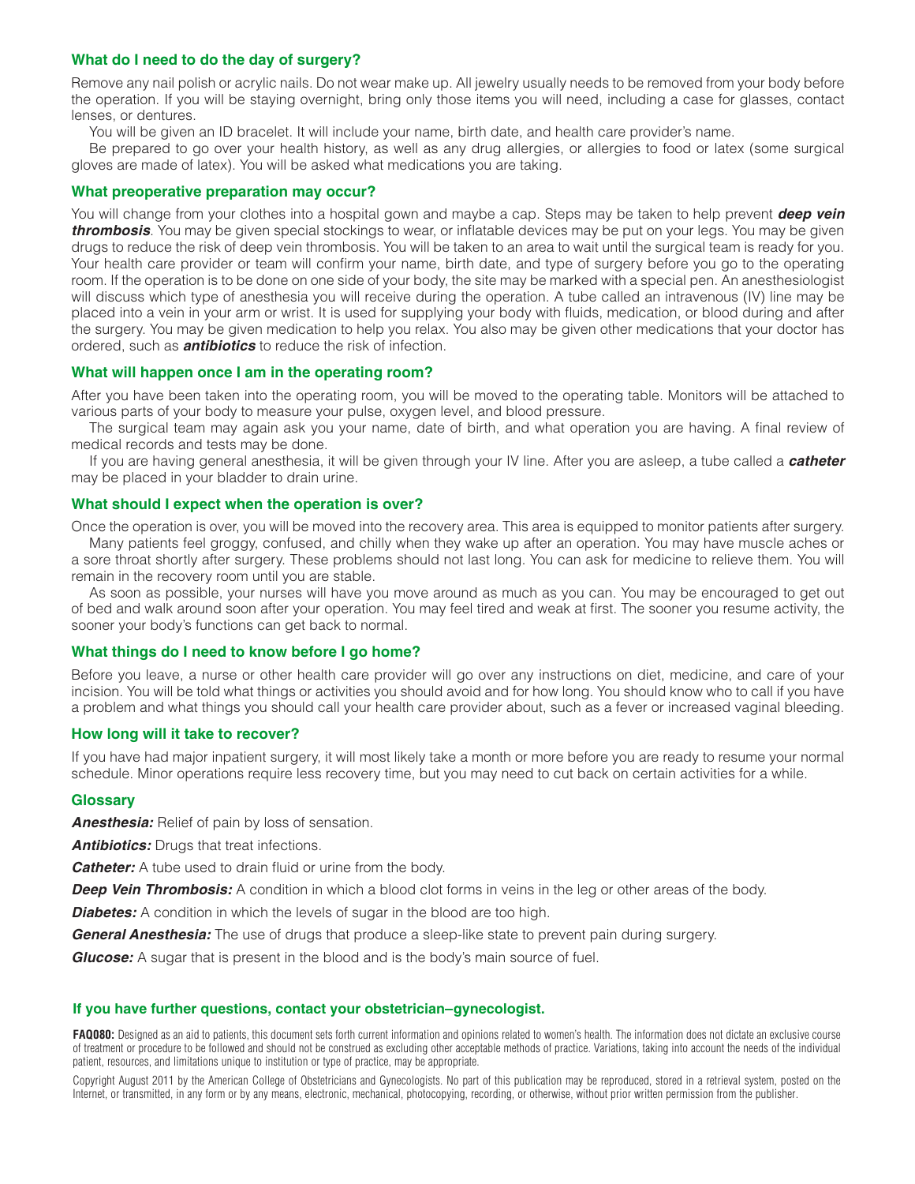### What do I need to do the day of surgery?

Remove any nail polish or acrylic nails. Do not wear make up. All jewelry usually needs to be removed from your body before the operation. If you will be staying overnight, bring only those items you will need, including a case for glasses, contact lenses, or dentures.

You will be given an ID bracelet. It will include your name, birth date, and health care provider's name.

Be prepared to go over your health history, as well as any drug allergies, or allergies to food or latex (some surgical gloves are made of latex). You will be asked what medications you are taking.

### What preoperative preparation may occur?

You will change from your clothes into a hospital gown and maybe a cap. Steps may be taken to help prevent ***deep vein thrombosis***. You may be given special stockings to wear, or inflatable devices may be put on your legs. You may be given drugs to reduce the risk of deep vein thrombosis. You will be taken to an area to wait until the surgical team is ready for you. Your health care provider or team will confirm your name, birth date, and type of surgery before you go to the operating room. If the operation is to be done on one side of your body, the site may be marked with a special pen. An anesthesiologist will discuss which type of anesthesia you will receive during the operation. A tube called an intravenous (IV) line may be placed into a vein in your arm or wrist. It is used for supplying your body with fluids, medication, or blood during and after the surgery. You may be given medication to help you relax. You also may be given other medications that your doctor has ordered, such as ***antibiotics*** to reduce the risk of infection.

### What will happen once I am in the operating room?

After you have been taken into the operating room, you will be moved to the operating table. Monitors will be attached to various parts of your body to measure your pulse, oxygen level, and blood pressure.

The surgical team may again ask you your name, date of birth, and what operation you are having. A final review of medical records and tests may be done.

If you are having general anesthesia, it will be given through your IV line. After you are asleep, a tube called a ***catheter*** may be placed in your bladder to drain urine.

### What should I expect when the operation is over?

Once the operation is over, you will be moved into the recovery area. This area is equipped to monitor patients after surgery.

Many patients feel groggy, confused, and chilly when they wake up after an operation. You may have muscle aches or a sore throat shortly after surgery. These problems should not last long. You can ask for medicine to relieve them. You will remain in the recovery room until you are stable.

As soon as possible, your nurses will have you move around as much as you can. You may be encouraged to get out of bed and walk around soon after your operation. You may feel tired and weak at first. The sooner you resume activity, the sooner your body's functions can get back to normal.

### What things do I need to know before I go home?

Before you leave, a nurse or other health care provider will go over any instructions on diet, medicine, and care of your incision. You will be told what things or activities you should avoid and for how long. You should know who to call if you have a problem and what things you should call your health care provider about, such as a fever or increased vaginal bleeding.

### How long will it take to recover?

If you have had major inpatient surgery, it will most likely take a month or more before you are ready to resume your normal schedule. Minor operations require less recovery time, but you may need to cut back on certain activities for a while.

### Glossary

***Anesthesia:*** Relief of pain by loss of sensation.

***Antibiotics:*** Drugs that treat infections.

***Catheter:*** A tube used to drain fluid or urine from the body.

***Deep Vein Thrombosis:*** A condition in which a blood clot forms in veins in the leg or other areas of the body.

***Diabetes:*** A condition in which the levels of sugar in the blood are too high.

***General Anesthesia:*** The use of drugs that produce a sleep-like state to prevent pain during surgery.

***Glucose:*** A sugar that is present in the blood and is the body's main source of fuel.

**If you have further questions, contact your obstetrician–gynecologist.**

**FAQ080:** Designed as an aid to patients, this document sets forth current information and opinions related to women's health. The information does not dictate an exclusive course of treatment or procedure to be followed and should not be construed as excluding other acceptable methods of practice. Variations, taking into account the needs of the individual patient, resources, and limitations unique to institution or type of practice, may be appropriate.

Copyright August 2011 by the American College of Obstetricians and Gynecologists. No part of this publication may be reproduced, stored in a retrieval system, posted on the Internet, or transmitted, in any form or by any means, electronic, mechanical, photocopying, recording, or otherwise, without prior written permission from the publisher.